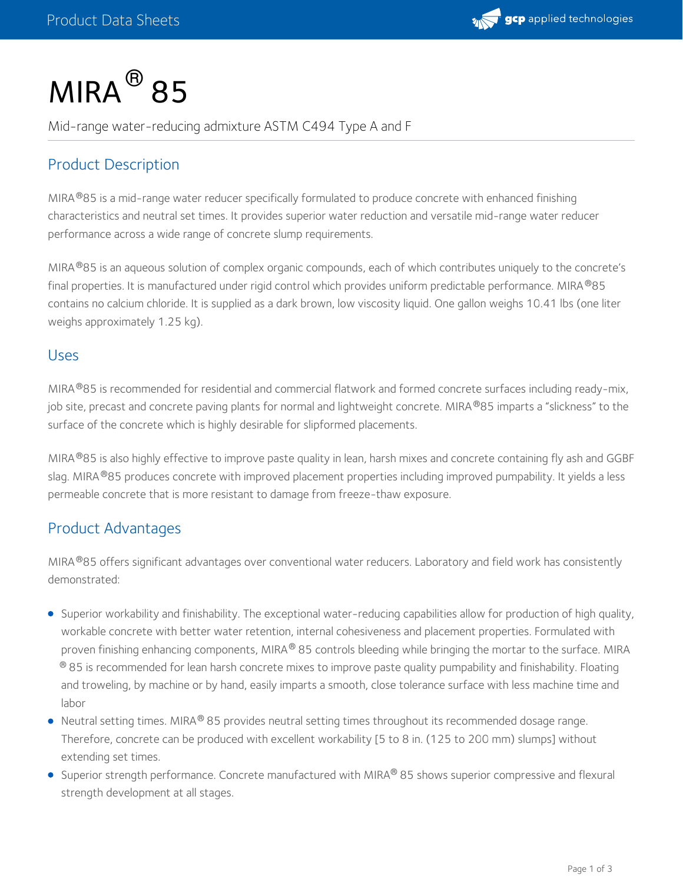# MIRA® 85

Mid-range water-reducing admixture ASTM C494 Type A and F

## Product Description

MIRA®85 is a mid-range water reducer specifically formulated to produce concrete with enhanced finishing characteristics and neutral set times. It provides superior water reduction and versatile mid-range water reducer performance across a wide range of concrete slump requirements.

MIRA®85 is an aqueous solution of complex organic compounds, each of which contributes uniquely to the concrete's final properties. It is manufactured under rigid control which provides uniform predictable performance. MIRA®85 contains no calcium chloride. It is supplied as a dark brown, low viscosity liquid. One gallon weighs 10.41 lbs (one liter weighs approximately 1.25 kg).

## Uses

MIRA®85 is recommended for residential and commercial flatwork and formed concrete surfaces including ready-mix, job site, precast and concrete paving plants for normal and lightweight concrete. MIRA®85 imparts a "slickness" to the surface of the concrete which is highly desirable for slipformed placements.

MIRA®85 is also highly effective to improve paste quality in lean, harsh mixes and concrete containing fly ash and GGBF slag. MIRA®85 produces concrete with improved placement properties including improved pumpability. It yields a less permeable concrete that is more resistant to damage from freeze-thaw exposure.

## Product Advantages

MIRA®85 offers significant advantages over conventional water reducers. Laboratory and field work has consistently demonstrated:

- Superior workability and finishability. The exceptional water-reducing capabilities allow for production of high quality, workable concrete with better water retention, internal cohesiveness and placement properties. Formulated with proven finishing enhancing components, MIRA® 85 controls bleeding while bringing the mortar to the surface. MIRA® 85 is recommended for lean harsh concrete mixes to improve paste quality pumpability and finishability. Floating and troweling, by machine or by hand, easily imparts a smooth, close tolerance surface with less machine time and labor
- Neutral setting times. MIRA® 85 provides neutral setting times throughout its recommended dosage range. Therefore, concrete can be produced with excellent workability [5 to 8 in. (125 to 200 mm) slumps] without extending set times.
- Superior strength performance. Concrete manufactured with MIRA® 85 shows superior compressive and flexural strength development at all stages.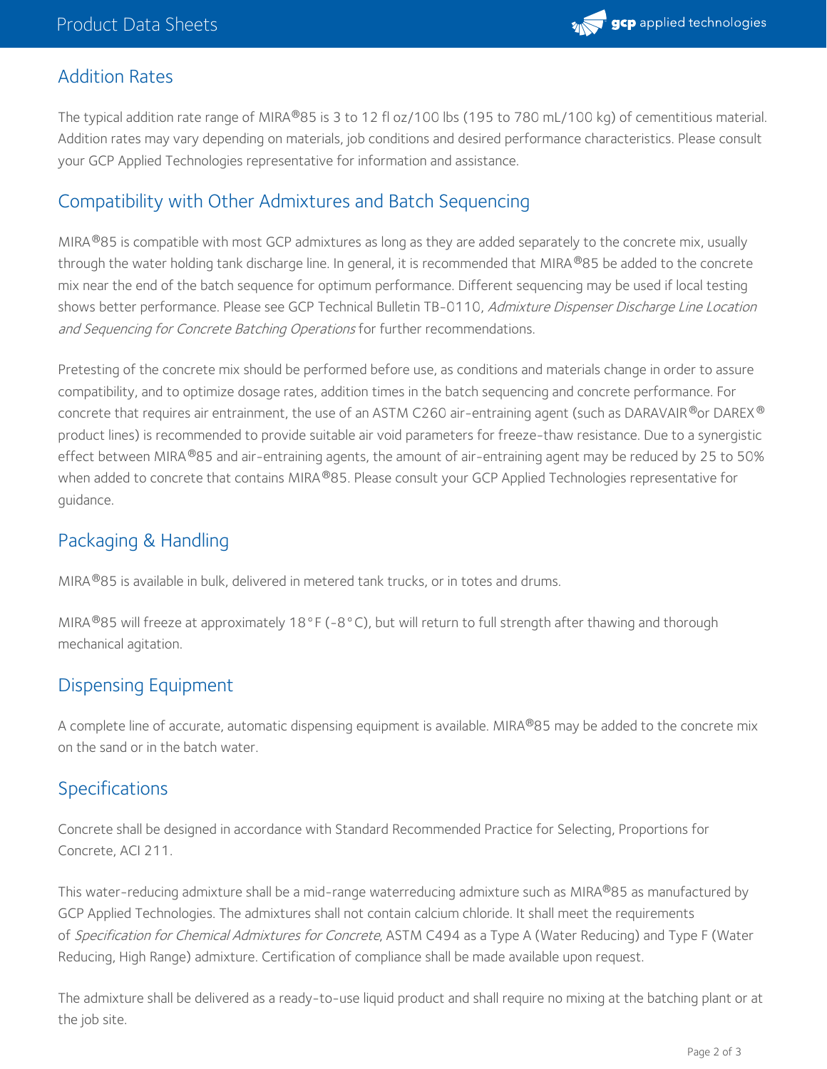## Addition Rates

The typical addition rate range of MIRA®85 is 3 to 12 fl oz/100 lbs (195 to 780 mL/100 kg) of cementitious material. Addition rates may vary depending on materials, job conditions and desired performance characteristics. Please consult your GCP Applied Technologies representative for information and assistance.

## Compatibility with Other Admixtures and Batch Sequencing

MIRA®85 is compatible with most GCP admixtures as long as they are added separately to the concrete mix, usually through the water holding tank discharge line. In general, it is recommended that MIRA®85 be added to the concrete mix near the end of the batch sequence for optimum performance. Different sequencing may be used if local testing shows better performance. Please see GCP Technical Bulletin TB-0110, *Admixture Dispenser Discharge Line Location and Sequencing for Concrete Batching Operations* for further recommendations.

Pretesting of the concrete mix should be performed before use, as conditions and materials change in order to assure compatibility, and to optimize dosage rates, addition times in the batch sequencing and concrete performance. For concrete that requires air entrainment, the use of an ASTM C260 air-entraining agent (such as DARAVAIR®or DAREX® product lines) is recommended to provide suitable air void parameters for freeze-thaw resistance. Due to a synergistic effect between MIRA®85 and air-entraining agents, the amount of air-entraining agent may be reduced by 25 to 50% when added to concrete that contains MIRA®85. Please consult your GCP Applied Technologies representative for guidance.

## Packaging & Handling

MIRA®85 is available in bulk, delivered in metered tank trucks, or in totes and drums.

MIRA®85 will freeze at approximately 18°F (-8°C), but will return to full strength after thawing and thorough mechanical agitation.

## Dispensing Equipment

A complete line of accurate, automatic dispensing equipment is available. MIRA®85 may be added to the concrete mix on the sand or in the batch water.

## Specifications

Concrete shall be designed in accordance with Standard Recommended Practice for Selecting, Proportions for Concrete, ACI 211.

This water-reducing admixture shall be a mid-range waterreducing admixture such as MIRA®85 as manufactured by GCP Applied Technologies. The admixtures shall not contain calcium chloride. It shall meet the requirements of *Specification for Chemical Admixtures for Concrete*, ASTM C494 as a Type A (Water Reducing) and Type F (Water Reducing, High Range) admixture. Certification of compliance shall be made available upon request.

The admixture shall be delivered as a ready-to-use liquid product and shall require no mixing at the batching plant or at the job site.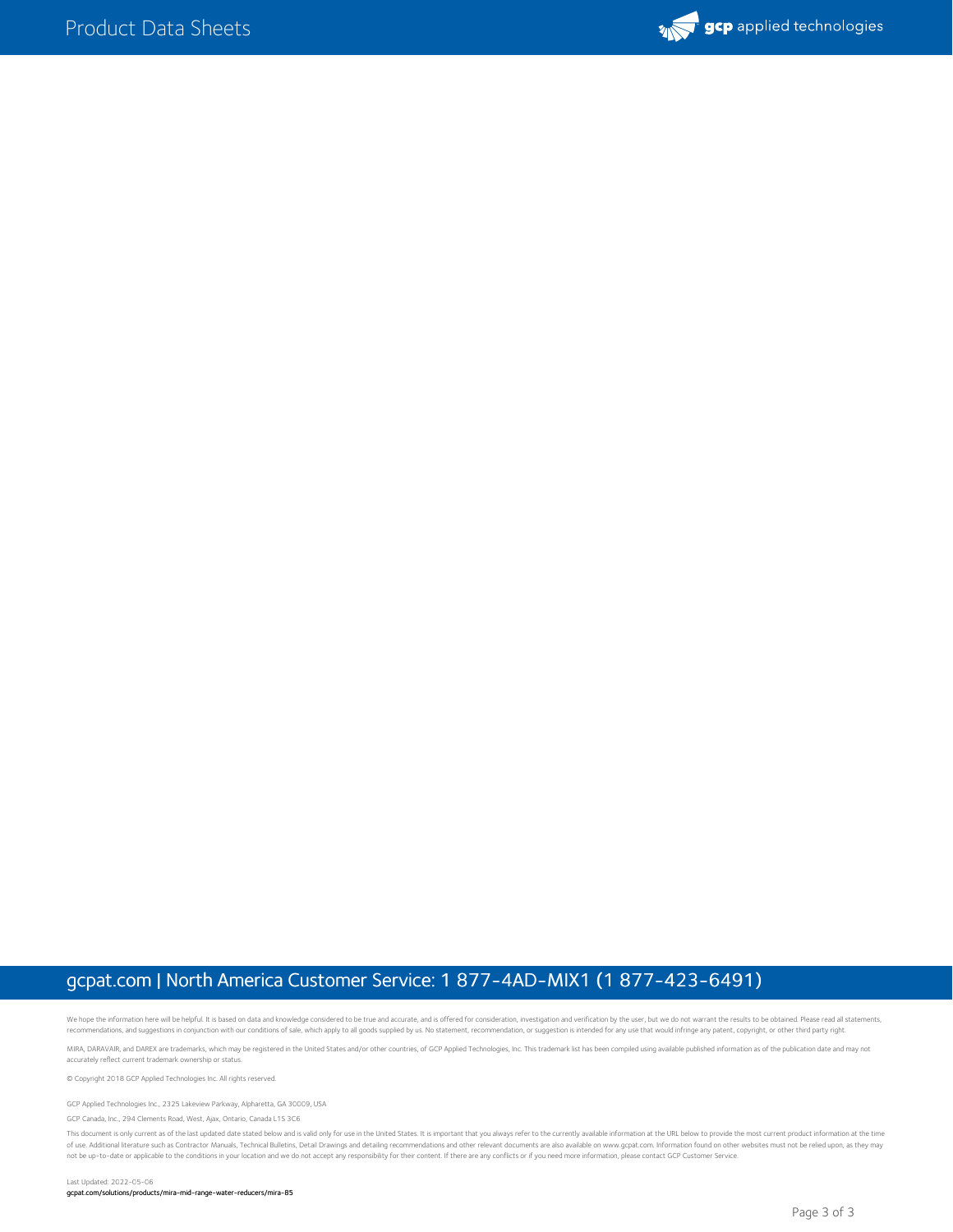gcpat.com | North America Customer Service: 1 877-4AD-MIX1 (1 877-423-6491)

We hope the information here will be helpful. It is based on data and knowledge considered to be true and accurate, and is offered for consideration, investigation and verification by the user, but we do not warrant the results to be obtained. Please read all statements, recommendations, and suggestions in conjunction with our conditions of sale, which apply to all goods supplied by us. No statement, recommendation, or suggestion is intended for any use that would infringe any patent, copyright, or other third party right.

MIRA, DARAVAIR, and DAREX are trademarks, which may be registered in the United States and/or other countries, of GCP Applied Technologies, Inc. This trademark list has been compiled using available published information as of the publication date and may not accurately reflect current trademark ownership or status.

© Copyright 2018 GCP Applied Technologies Inc. All rights reserved.

GCP Applied Technologies Inc., 2325 Lakeview Parkway, Alpharetta, GA 30009, USA

GCP Canada, Inc., 294 Clements Road, West, Ajax, Ontario, Canada L1S 3C6

This document is only current as of the last updated date stated below and is valid only for use in the United States. It is important that you always refer to the currently available information at the URL below to provide the most current product information at the time of use. Additional literature such as Contractor Manuals, Technical Bulletins, Detail Drawings and detailing recommendations and other relevant documents are also available on www.gcpat.com. Information found on other websites must not be relied upon, as they may not be up-to-date or applicable to the conditions in your location and we do not accept any responsibility for their content. If there are any conflicts or if you need more information, please contact GCP Customer Service.

Last Updated: 2022-05-06

gcpat.com/solutions/products/mira-mid-range-water-reducers/mira-85